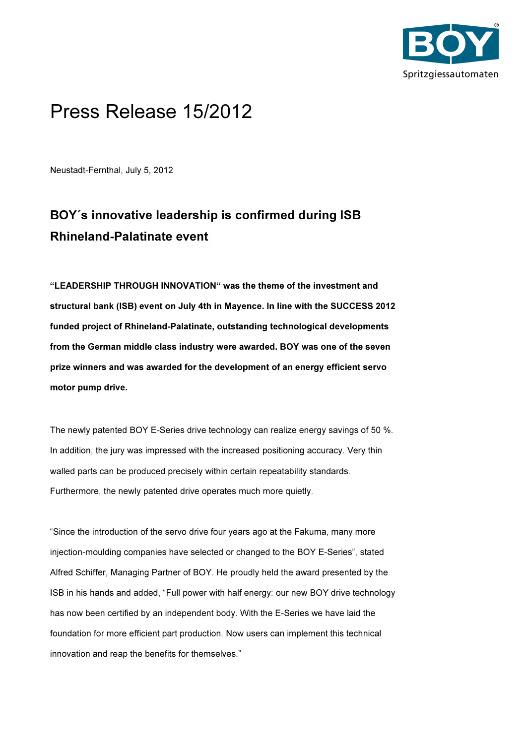# Press Release 15/2012

Neustadt-Fernthal, July 5, 2012

## BOY´s innovative leadership is confirmed during ISB Rhineland-Palatinate event

**“LEADERSHIP THROUGH INNOVATION“ was the theme of the investment and structural bank (ISB) event on July 4th in Mayence. In line with the SUCCESS 2012 funded project of Rhineland-Palatinate, outstanding technological developments from the German middle class industry were awarded. BOY was one of the seven prize winners and was awarded for the development of an energy efficient servo motor pump drive.**

The newly patented BOY E-Series drive technology can realize energy savings of 50 %. In addition, the jury was impressed with the increased positioning accuracy. Very thin walled parts can be produced precisely within certain repeatability standards. Furthermore, the newly patented drive operates much more quietly.

“Since the introduction of the servo drive four years ago at the Fakuma, many more injection-moulding companies have selected or changed to the BOY E-Series”, stated Alfred Schiffer, Managing Partner of BOY. He proudly held the award presented by the ISB in his hands and added, “Full power with half energy: our new BOY drive technology has now been certified by an independent body. With the E-Series we have laid the foundation for more efficient part production. Now users can implement this technical innovation and reap the benefits for themselves.”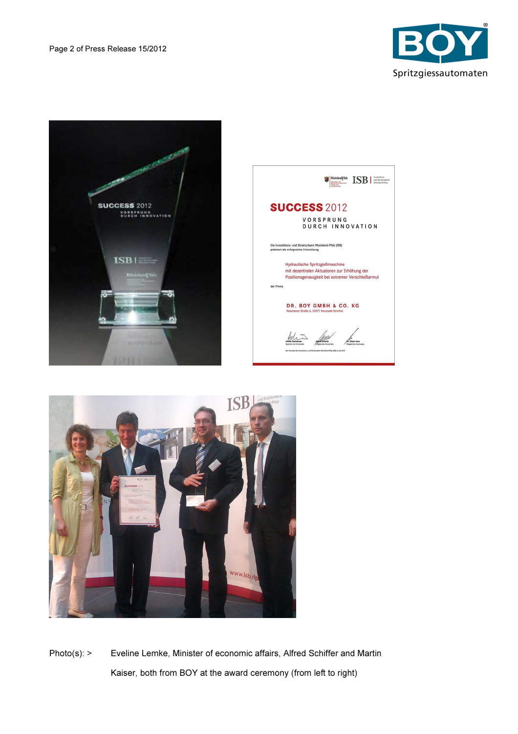Photo(s): > Eveline Lemke, Minister of economic affairs, Alfred Schiffer and Martin Kaiser, both from BOY at the award ceremony (from left to right)